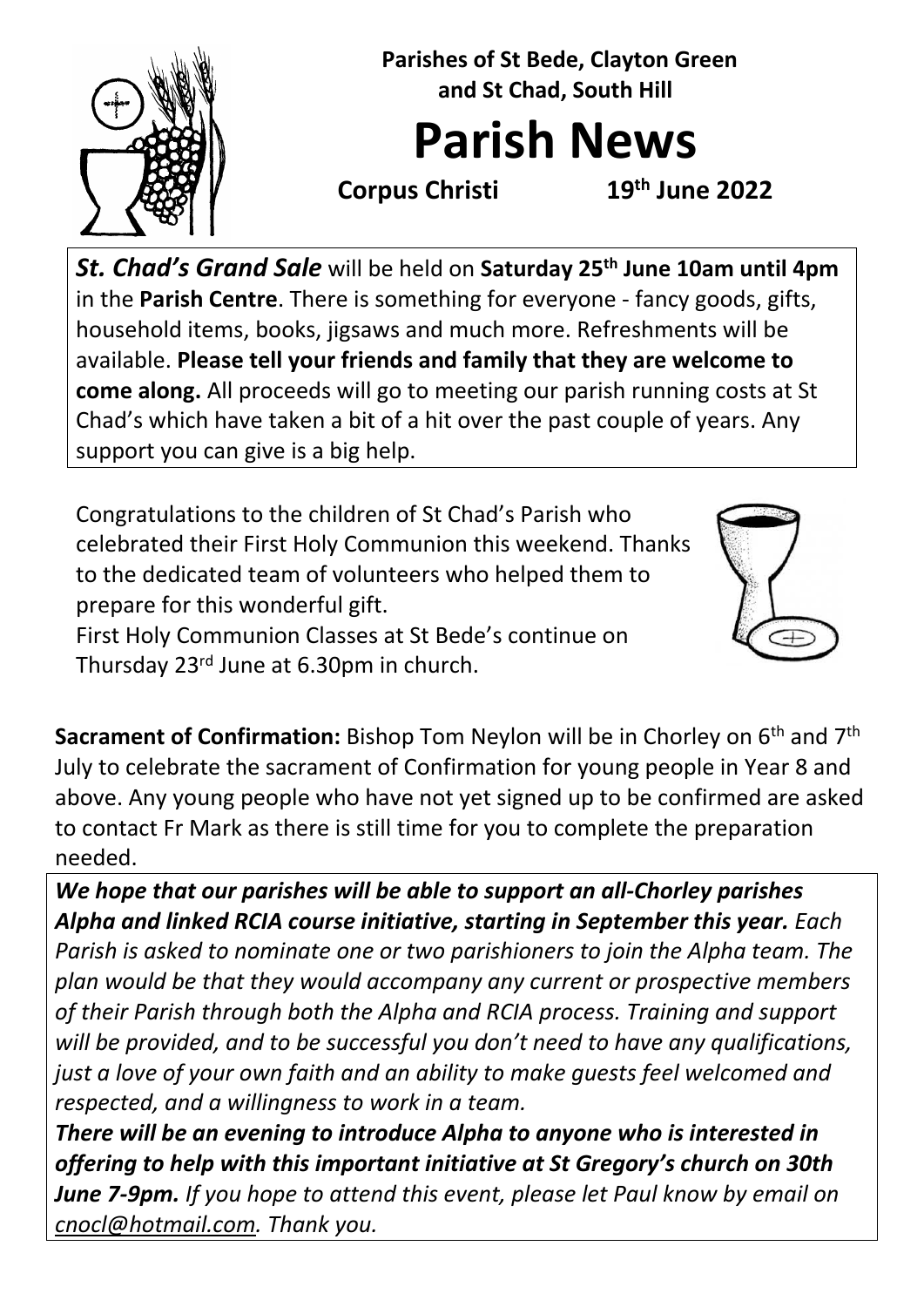**Parishes of St Bede, Clayton Green and St Chad, South Hill**

# Parish News

**Corpus Christi 19th June 2022**

***St. Chad's Grand Sale*** will be held on **Saturday 25th June 10am until 4pm** in the **Parish Centre**. There is something for everyone - fancy goods, gifts, household items, books, jigsaws and much more. Refreshments will be available. **Please tell your friends and family that they are welcome to come along.** All proceeds will go to meeting our parish running costs at St Chad's which have taken a bit of a hit over the past couple of years. Any support you can give is a big help.

Congratulations to the children of St Chad's Parish who celebrated their First Holy Communion this weekend. Thanks to the dedicated team of volunteers who helped them to prepare for this wonderful gift.

First Holy Communion Classes at St Bede's continue on Thursday 23rd June at 6.30pm in church.

**Sacrament of Confirmation:** Bishop Tom Neylon will be in Chorley on 6th and 7th July to celebrate the sacrament of Confirmation for young people in Year 8 and above. Any young people who have not yet signed up to be confirmed are asked to contact Fr Mark as there is still time for you to complete the preparation needed.

***We hope that our parishes will be able to support an all-Chorley parishes Alpha and linked RCIA course initiative, starting in September this year.*** *Each Parish is asked to nominate one or two parishioners to join the Alpha team. The plan would be that they would accompany any current or prospective members of their Parish through both the Alpha and RCIA process. Training and support will be provided, and to be successful you don't need to have any qualifications, just a love of your own faith and an ability to make guests feel welcomed and respected, and a willingness to work in a team.*

***There will be an evening to introduce Alpha to anyone who is interested in offering to help with this important initiative at St Gregory's church on 30th June 7-9pm.*** *If you hope to attend this event, please let Paul know by email on cnocl@hotmail.com. Thank you.*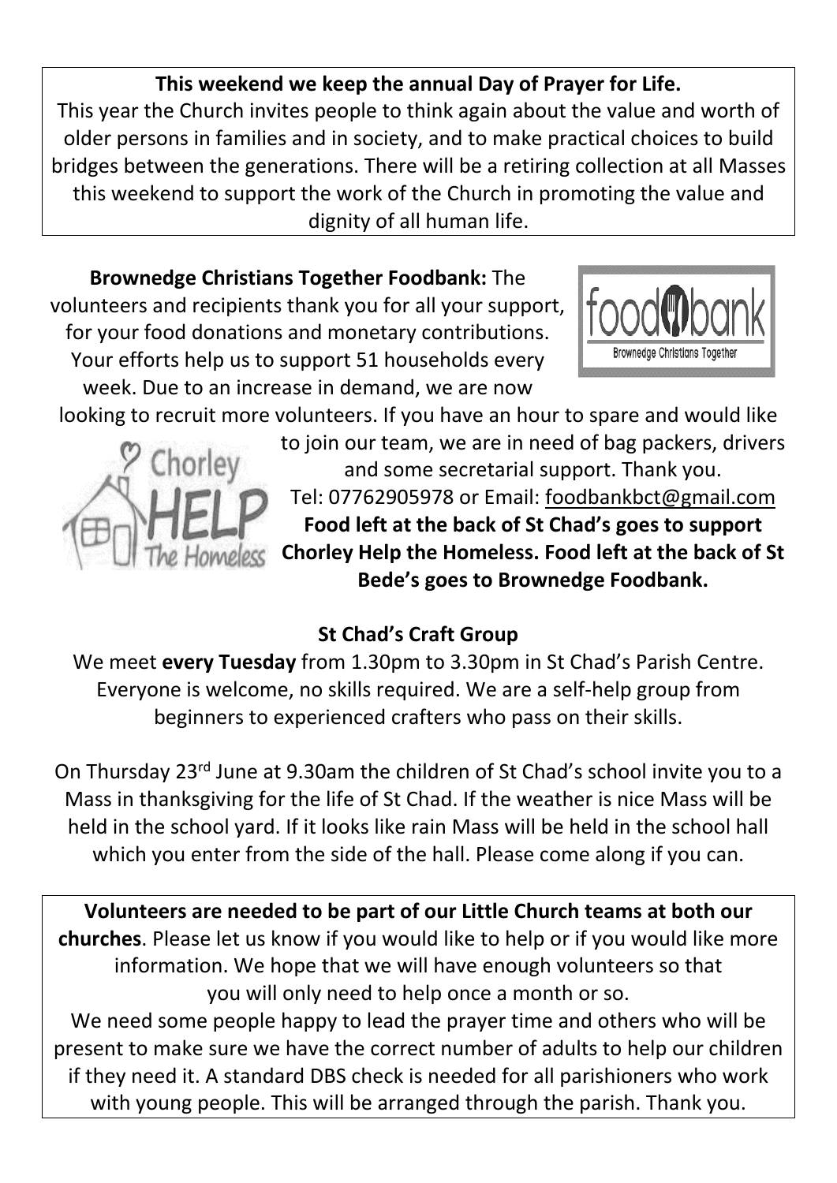**This weekend we keep the annual Day of Prayer for Life.**
This year the Church invites people to think again about the value and worth of older persons in families and in society, and to make practical choices to build bridges between the generations. There will be a retiring collection at all Masses this weekend to support the work of the Church in promoting the value and dignity of all human life.

**Brownedge Christians Together Foodbank:** The volunteers and recipients thank you for all your support, for your food donations and monetary contributions. Your efforts help us to support 51 households every week. Due to an increase in demand, we are now looking to recruit more volunteers. If you have an hour to spare and would like to join our team, we are in need of bag packers, drivers and some secretarial support. Thank you.
Tel: 07762905978 or Email: foodbankbct@gmail.com
**Food left at the back of St Chad's goes to support Chorley Help the Homeless. Food left at the back of St Bede's goes to Brownedge Foodbank.**

**St Chad's Craft Group**
We meet **every Tuesday** from 1.30pm to 3.30pm in St Chad's Parish Centre. Everyone is welcome, no skills required. We are a self-help group from beginners to experienced crafters who pass on their skills.

On Thursday 23rd June at 9.30am the children of St Chad's school invite you to a Mass in thanksgiving for the life of St Chad. If the weather is nice Mass will be held in the school yard. If it looks like rain Mass will be held in the school hall which you enter from the side of the hall. Please come along if you can.

**Volunteers are needed to be part of our Little Church teams at both our churches**. Please let us know if you would like to help or if you would like more information. We hope that we will have enough volunteers so that you will only need to help once a month or so.
We need some people happy to lead the prayer time and others who will be present to make sure we have the correct number of adults to help our children if they need it. A standard DBS check is needed for all parishioners who work with young people. This will be arranged through the parish. Thank you.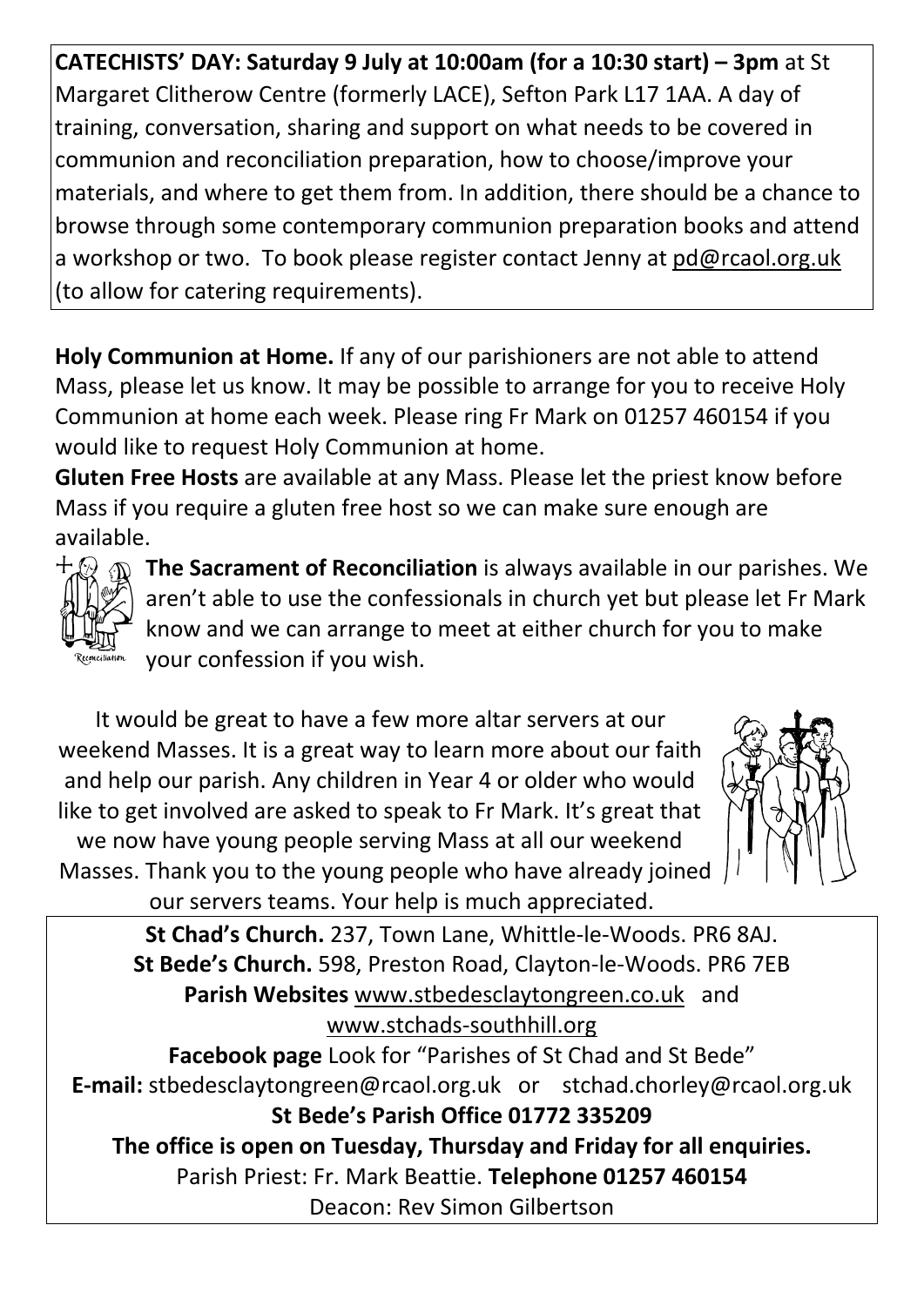**CATECHISTS' DAY: Saturday 9 July at 10:00am (for a 10:30 start) – 3pm** at St Margaret Clitherow Centre (formerly LACE), Sefton Park L17 1AA. A day of training, conversation, sharing and support on what needs to be covered in communion and reconciliation preparation, how to choose/improve your materials, and where to get them from. In addition, there should be a chance to browse through some contemporary communion preparation books and attend a workshop or two. To book please register contact Jenny at pd@rcaol.org.uk (to allow for catering requirements).

**Holy Communion at Home.** If any of our parishioners are not able to attend Mass, please let us know. It may be possible to arrange for you to receive Holy Communion at home each week. Please ring Fr Mark on 01257 460154 if you would like to request Holy Communion at home.

**Gluten Free Hosts** are available at any Mass. Please let the priest know before Mass if you require a gluten free host so we can make sure enough are available.

**The Sacrament of Reconciliation** is always available in our parishes. We aren't able to use the confessionals in church yet but please let Fr Mark know and we can arrange to meet at either church for you to make your confession if you wish.

It would be great to have a few more altar servers at our weekend Masses. It is a great way to learn more about our faith and help our parish. Any children in Year 4 or older who would like to get involved are asked to speak to Fr Mark. It's great that we now have young people serving Mass at all our weekend Masses. Thank you to the young people who have already joined our servers teams. Your help is much appreciated.

**St Chad's Church.** 237, Town Lane, Whittle-le-Woods. PR6 8AJ.
**St Bede's Church.** 598, Preston Road, Clayton-le-Woods. PR6 7EB
**Parish Websites** www.stbedesclaytongreen.co.uk and www.stchads-southhill.org
**Facebook page** Look for "Parishes of St Chad and St Bede"
**E-mail:** stbedesclaytongreen@rcaol.org.uk or stchad.chorley@rcaol.org.uk
**St Bede's Parish Office 01772 335209**
**The office is open on Tuesday, Thursday and Friday for all enquiries.**
Parish Priest: Fr. Mark Beattie. **Telephone 01257 460154**
Deacon: Rev Simon Gilbertson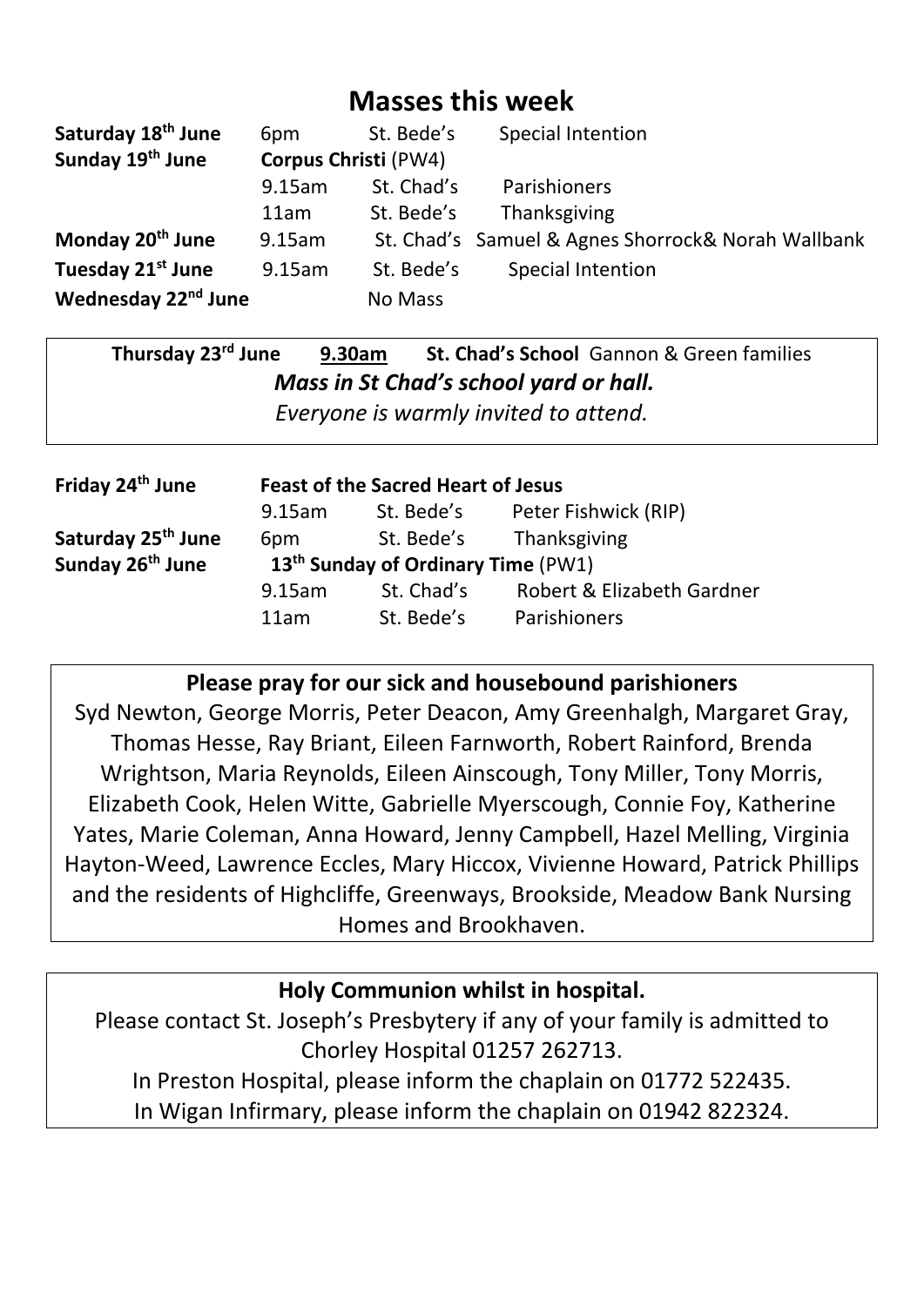## Masses this week

| | | | |
|---|---|---|---|
| **Saturday 18th June** | 6pm | St. Bede's | Special Intention |
| **Sunday 19th June** | **Corpus Christi** (PW4) | | |
| | 9.15am | St. Chad's | Parishioners |
| | 11am | St. Bede's | Thanksgiving |
| **Monday 20th June** | 9.15am | St. Chad's | Samuel & Agnes Shorrock& Norah Wallbank |
| **Tuesday 21st June** | 9.15am | St. Bede's | Special Intention |
| **Wednesday 22nd June** | | No Mass | |

**Thursday 23rd June** **9.30am** **St. Chad's School** Gannon & Green families

***Mass in St Chad's school yard or hall.***

*Everyone is warmly invited to attend.*

| | | | |
|---|---|---|---|
| **Friday 24th June** | **Feast of the Sacred Heart of Jesus** | | |
| | 9.15am | St. Bede's | Peter Fishwick (RIP) |
| **Saturday 25th June** | 6pm | St. Bede's | Thanksgiving |
| **Sunday 26th June** | **13th Sunday of Ordinary Time** (PW1) | | |
| | 9.15am | St. Chad's | Robert & Elizabeth Gardner |
| | 11am | St. Bede's | Parishioners |

**Please pray for our sick and housebound parishioners**

Syd Newton, George Morris, Peter Deacon, Amy Greenhalgh, Margaret Gray, Thomas Hesse, Ray Briant, Eileen Farnworth, Robert Rainford, Brenda Wrightson, Maria Reynolds, Eileen Ainscough, Tony Miller, Tony Morris, Elizabeth Cook, Helen Witte, Gabrielle Myerscough, Connie Foy, Katherine Yates, Marie Coleman, Anna Howard, Jenny Campbell, Hazel Melling, Virginia Hayton-Weed, Lawrence Eccles, Mary Hiccox, Vivienne Howard, Patrick Phillips and the residents of Highcliffe, Greenways, Brookside, Meadow Bank Nursing Homes and Brookhaven.

**Holy Communion whilst in hospital.**

Please contact St. Joseph's Presbytery if any of your family is admitted to Chorley Hospital 01257 262713.

In Preston Hospital, please inform the chaplain on 01772 522435.

In Wigan Infirmary, please inform the chaplain on 01942 822324.